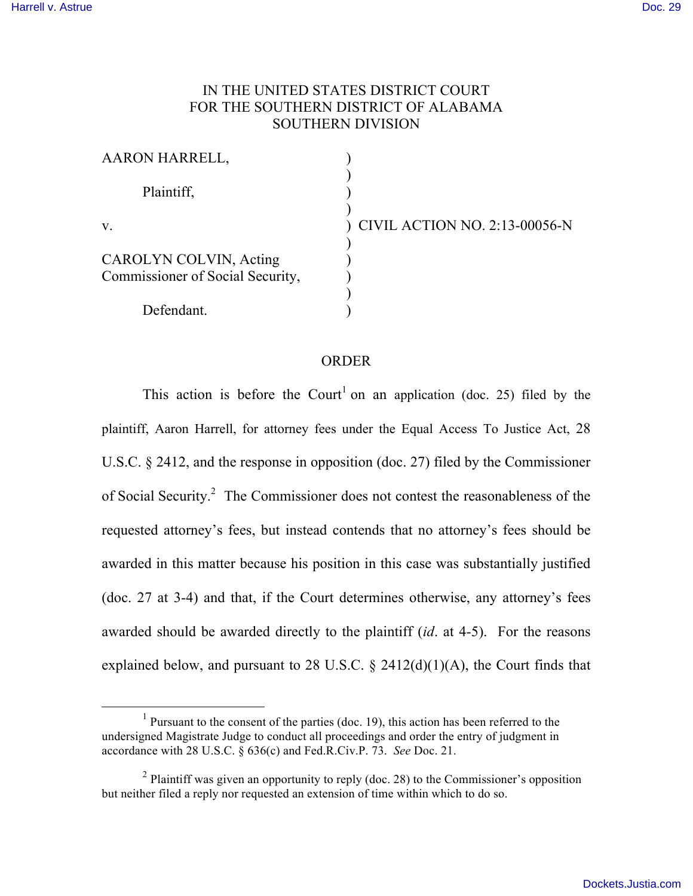IN THE UNITED STATES DISTRICT COURT
FOR THE SOUTHERN DISTRICT OF ALABAMA
SOUTHERN DIVISION

AARON HARRELL,

Plaintiff,

v.

CAROLYN COLVIN, Acting Commissioner of Social Security,

Defendant.

CIVIL ACTION NO. 2:13-00056-N

## ORDER

This action is before the Court[1] on an application (doc. 25) filed by the plaintiff, Aaron Harrell, for attorney fees under the Equal Access To Justice Act, 28 U.S.C. § 2412, and the response in opposition (doc. 27) filed by the Commissioner of Social Security.[2] The Commissioner does not contest the reasonableness of the requested attorney's fees, but instead contends that no attorney's fees should be awarded in this matter because his position in this case was substantially justified (doc. 27 at 3-4) and that, if the Court determines otherwise, any attorney's fees awarded should be awarded directly to the plaintiff (*id*. at 4-5). For the reasons explained below, and pursuant to 28 U.S.C. § 2412(d)(1)(A), the Court finds that

---

[1] Pursuant to the consent of the parties (doc. 19), this action has been referred to the undersigned Magistrate Judge to conduct all proceedings and order the entry of judgment in accordance with 28 U.S.C. § 636(c) and Fed.R.Civ.P. 73. *See* Doc. 21.

[2] Plaintiff was given an opportunity to reply (doc. 28) to the Commissioner's opposition but neither filed a reply nor requested an extension of time within which to do so.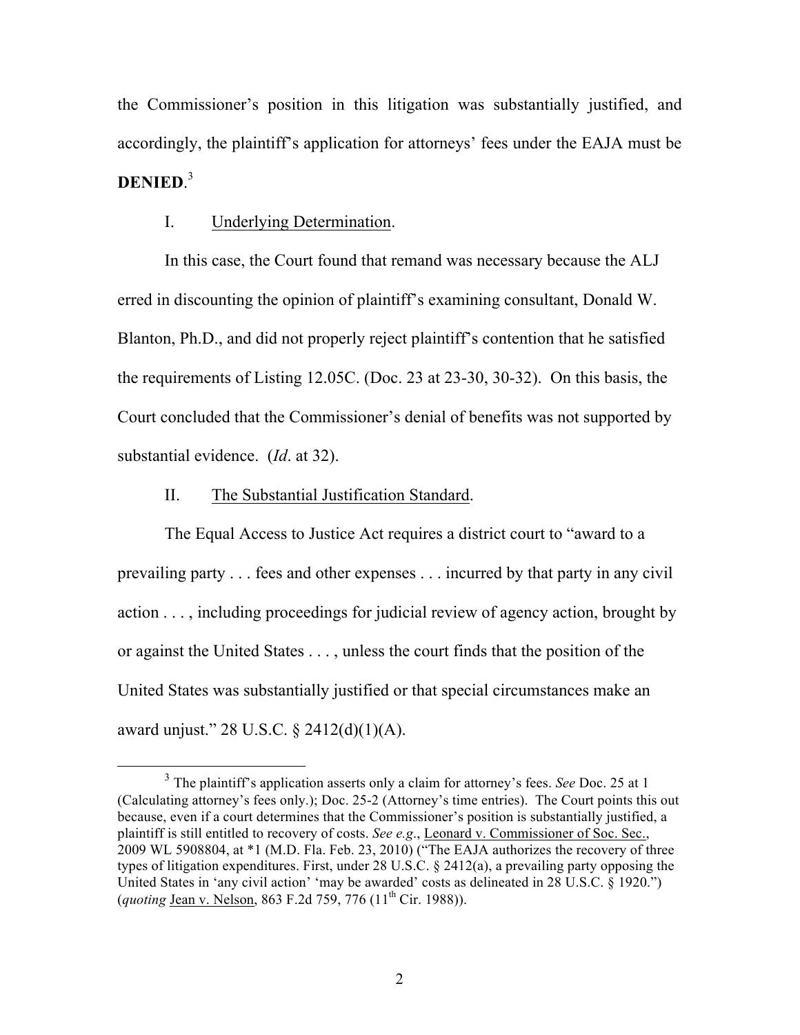the Commissioner's position in this litigation was substantially justified, and accordingly, the plaintiff's application for attorneys' fees under the EAJA must be **DENIED**.[3]

I. Underlying Determination.

In this case, the Court found that remand was necessary because the ALJ erred in discounting the opinion of plaintiff's examining consultant, Donald W. Blanton, Ph.D., and did not properly reject plaintiff's contention that he satisfied the requirements of Listing 12.05C. (Doc. 23 at 23-30, 30-32). On this basis, the Court concluded that the Commissioner's denial of benefits was not supported by substantial evidence. (*Id*. at 32).

II. The Substantial Justification Standard.

The Equal Access to Justice Act requires a district court to "award to a prevailing party . . . fees and other expenses . . . incurred by that party in any civil action . . . , including proceedings for judicial review of agency action, brought by or against the United States . . . , unless the court finds that the position of the United States was substantially justified or that special circumstances make an award unjust." 28 U.S.C. § 2412(d)(1)(A).

---

[3] The plaintiff's application asserts only a claim for attorney's fees. *See* Doc. 25 at 1 (Calculating attorney's fees only.); Doc. 25-2 (Attorney's time entries). The Court points this out because, even if a court determines that the Commissioner's position is substantially justified, a plaintiff is still entitled to recovery of costs. *See e.g*., Leonard v. Commissioner of Soc. Sec., 2009 WL 5908804, at *1 (M.D. Fla. Feb. 23, 2010) ("The EAJA authorizes the recovery of three types of litigation expenditures. First, under 28 U.S.C. § 2412(a), a prevailing party opposing the United States in 'any civil action' 'may be awarded' costs as delineated in 28 U.S.C. § 1920.") (*quoting* Jean v. Nelson, 863 F.2d 759, 776 (11th Cir. 1988)).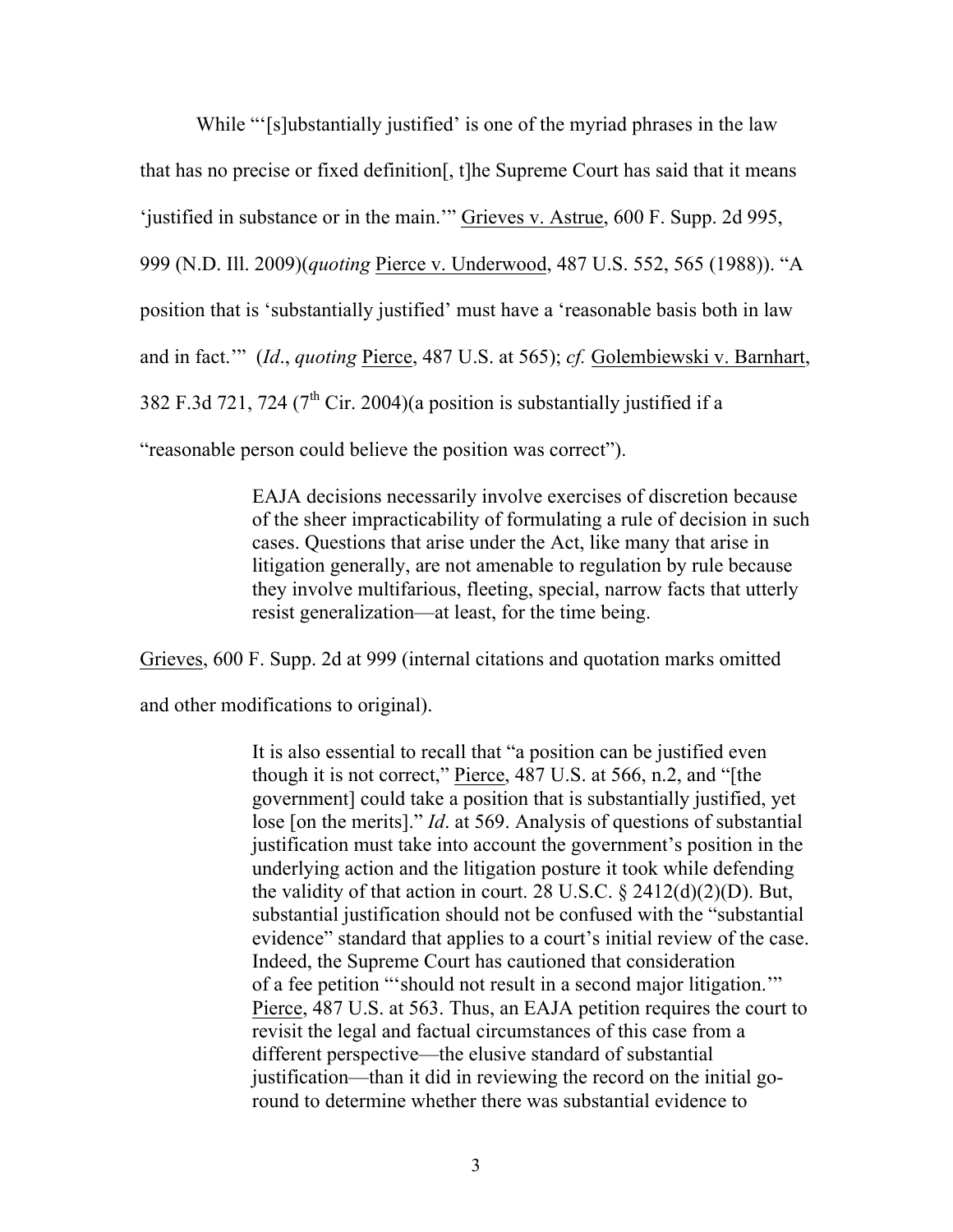While "'[s]ubstantially justified' is one of the myriad phrases in the law that has no precise or fixed definition[, t]he Supreme Court has said that it means 'justified in substance or in the main.'" Grieves v. Astrue, 600 F. Supp. 2d 995, 999 (N.D. Ill. 2009)(*quoting* Pierce v. Underwood, 487 U.S. 552, 565 (1988)). "A position that is 'substantially justified' must have a 'reasonable basis both in law and in fact.'" (*Id*., *quoting* Pierce, 487 U.S. at 565); *cf.* Golembiewski v. Barnhart, 382 F.3d 721, 724 (7th Cir. 2004)(a position is substantially justified if a "reasonable person could believe the position was correct").

> EAJA decisions necessarily involve exercises of discretion because of the sheer impracticability of formulating a rule of decision in such cases. Questions that arise under the Act, like many that arise in litigation generally, are not amenable to regulation by rule because they involve multifarious, fleeting, special, narrow facts that utterly resist generalization—at least, for the time being.

Grieves, 600 F. Supp. 2d at 999 (internal citations and quotation marks omitted and other modifications to original).

> It is also essential to recall that "a position can be justified even though it is not correct," Pierce, 487 U.S. at 566, n.2, and "[the government] could take a position that is substantially justified, yet lose [on the merits]." *Id*. at 569. Analysis of questions of substantial justification must take into account the government's position in the underlying action and the litigation posture it took while defending the validity of that action in court. 28 U.S.C. § 2412(d)(2)(D). But, substantial justification should not be confused with the "substantial evidence" standard that applies to a court's initial review of the case. Indeed, the Supreme Court has cautioned that consideration of a fee petition "'should not result in a second major litigation.'" Pierce, 487 U.S. at 563. Thus, an EAJA petition requires the court to revisit the legal and factual circumstances of this case from a different perspective—the elusive standard of substantial justification—than it did in reviewing the record on the initial go-round to determine whether there was substantial evidence to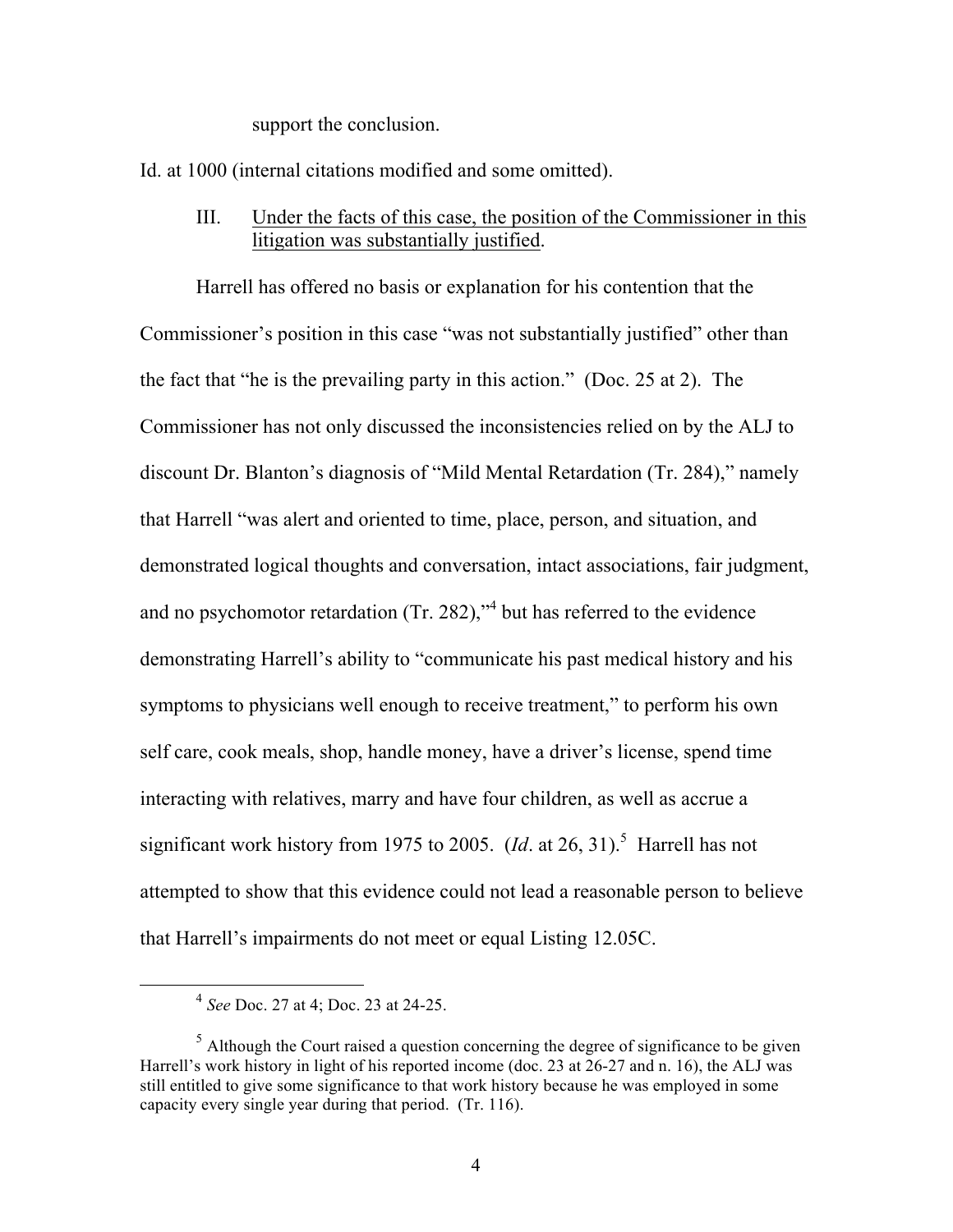support the conclusion.

Id. at 1000 (internal citations modified and some omitted).

III. Under the facts of this case, the position of the Commissioner in this litigation was substantially justified.

Harrell has offered no basis or explanation for his contention that the Commissioner's position in this case "was not substantially justified" other than the fact that "he is the prevailing party in this action." (Doc. 25 at 2). The Commissioner has not only discussed the inconsistencies relied on by the ALJ to discount Dr. Blanton's diagnosis of "Mild Mental Retardation (Tr. 284)," namely that Harrell "was alert and oriented to time, place, person, and situation, and demonstrated logical thoughts and conversation, intact associations, fair judgment, and no psychomotor retardation (Tr. 282),"[4] but has referred to the evidence demonstrating Harrell's ability to "communicate his past medical history and his symptoms to physicians well enough to receive treatment," to perform his own self care, cook meals, shop, handle money, have a driver's license, spend time interacting with relatives, marry and have four children, as well as accrue a significant work history from 1975 to 2005. (*Id*. at 26, 31).[5] Harrell has not attempted to show that this evidence could not lead a reasonable person to believe that Harrell's impairments do not meet or equal Listing 12.05C.

---

[4] *See* Doc. 27 at 4; Doc. 23 at 24-25.

[5] Although the Court raised a question concerning the degree of significance to be given Harrell's work history in light of his reported income (doc. 23 at 26-27 and n. 16), the ALJ was still entitled to give some significance to that work history because he was employed in some capacity every single year during that period. (Tr. 116).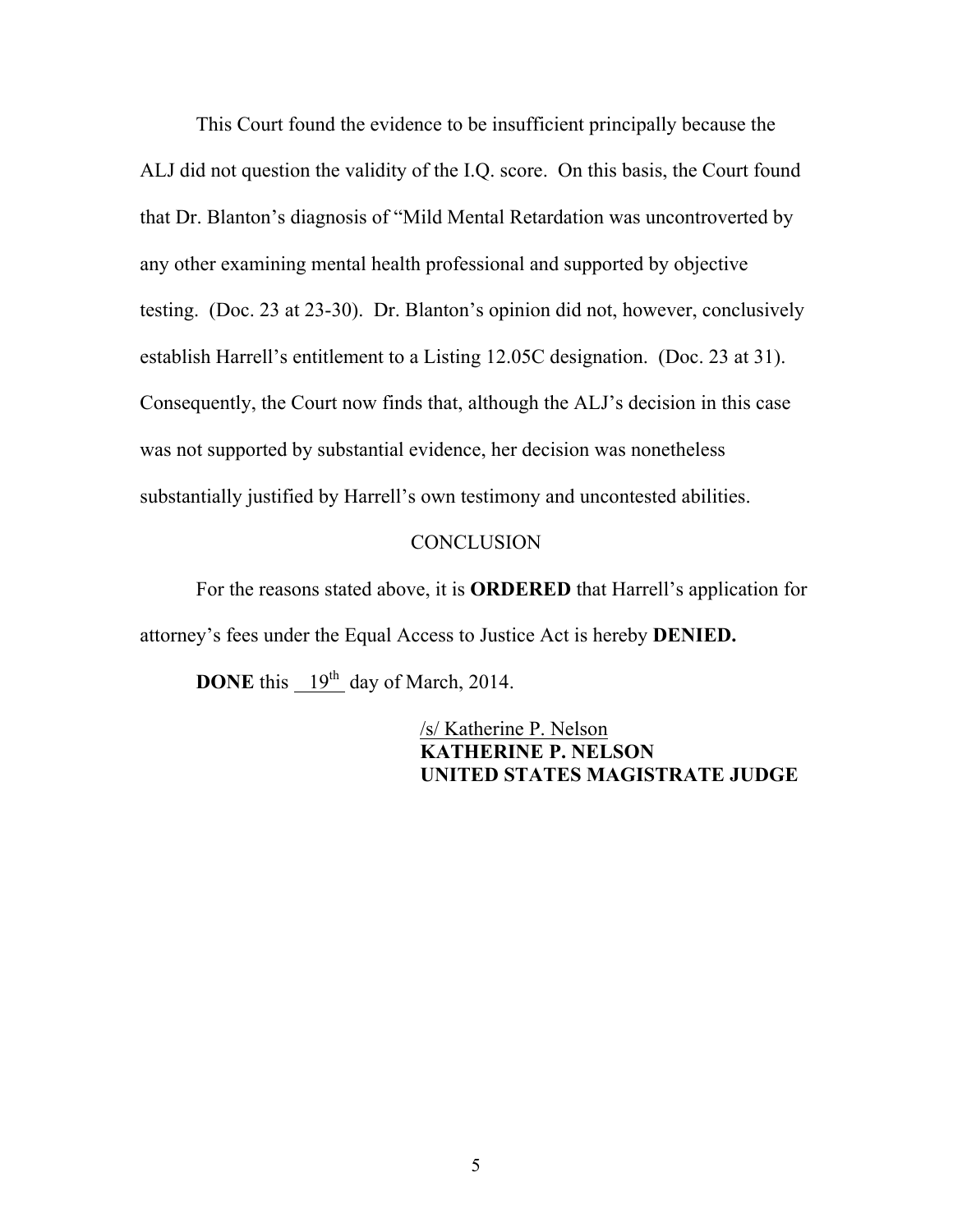This Court found the evidence to be insufficient principally because the ALJ did not question the validity of the I.Q. score. On this basis, the Court found that Dr. Blanton's diagnosis of "Mild Mental Retardation was uncontroverted by any other examining mental health professional and supported by objective testing. (Doc. 23 at 23-30). Dr. Blanton's opinion did not, however, conclusively establish Harrell's entitlement to a Listing 12.05C designation. (Doc. 23 at 31). Consequently, the Court now finds that, although the ALJ's decision in this case was not supported by substantial evidence, her decision was nonetheless substantially justified by Harrell's own testimony and uncontested abilities.

## CONCLUSION

For the reasons stated above, it is **ORDERED** that Harrell's application for attorney's fees under the Equal Access to Justice Act is hereby **DENIED.**

**DONE** this 19th day of March, 2014.

/s/ Katherine P. Nelson
**KATHERINE P. NELSON**
**UNITED STATES MAGISTRATE JUDGE**